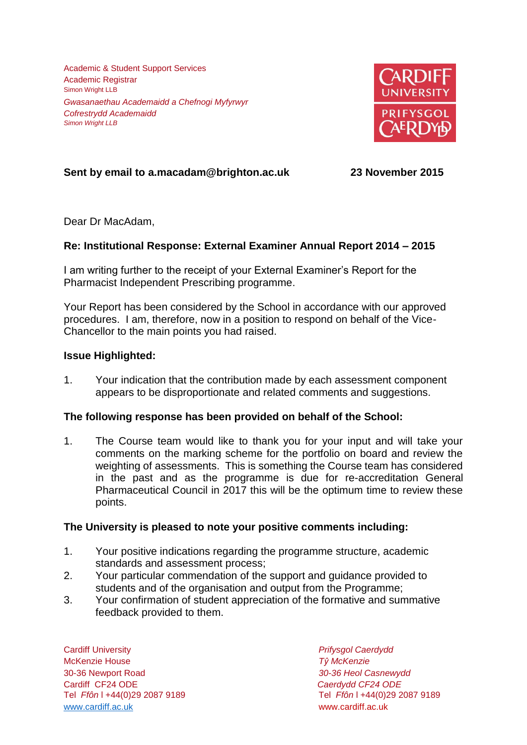Academic & Student Support Services
Academic Registrar
Simon Wright LLB

*Gwasanaethau Academaidd a Chefnogi Myfyrwyr*
*Cofrestrydd Academaidd*
*Simon Wright LLB*

CARDIFF UNIVERSITY
PRIFYSGOL CAERDYDD

**Sent by email to a.macadam@brighton.ac.uk** **23 November 2015**

Dear Dr MacAdam,

**Re: Institutional Response: External Examiner Annual Report 2014 – 2015**

I am writing further to the receipt of your External Examiner's Report for the Pharmacist Independent Prescribing programme.

Your Report has been considered by the School in accordance with our approved procedures. I am, therefore, now in a position to respond on behalf of the Vice-Chancellor to the main points you had raised.

**Issue Highlighted:**

1. Your indication that the contribution made by each assessment component appears to be disproportionate and related comments and suggestions.

**The following response has been provided on behalf of the School:**

1. The Course team would like to thank you for your input and will take your comments on the marking scheme for the portfolio on board and review the weighting of assessments. This is something the Course team has considered in the past and as the programme is due for re-accreditation General Pharmaceutical Council in 2017 this will be the optimum time to review these points.

**The University is pleased to note your positive comments including:**

1. Your positive indications regarding the programme structure, academic standards and assessment process;
2. Your particular commendation of the support and guidance provided to students and of the organisation and output from the Programme;
3. Your confirmation of student appreciation of the formative and summative feedback provided to them.

Cardiff University
McKenzie House
30-36 Newport Road
Cardiff CF24 ODE
Tel *Ffôn* l +44(0)29 2087 9189
www.cardiff.ac.uk

*Prifysgol Caerdydd*
*Tŷ McKenzie*
*30-36 Heol Casnewydd*
*Caerdydd CF24 ODE*
Tel *Ffôn* l +44(0)29 2087 9189
www.cardiff.ac.uk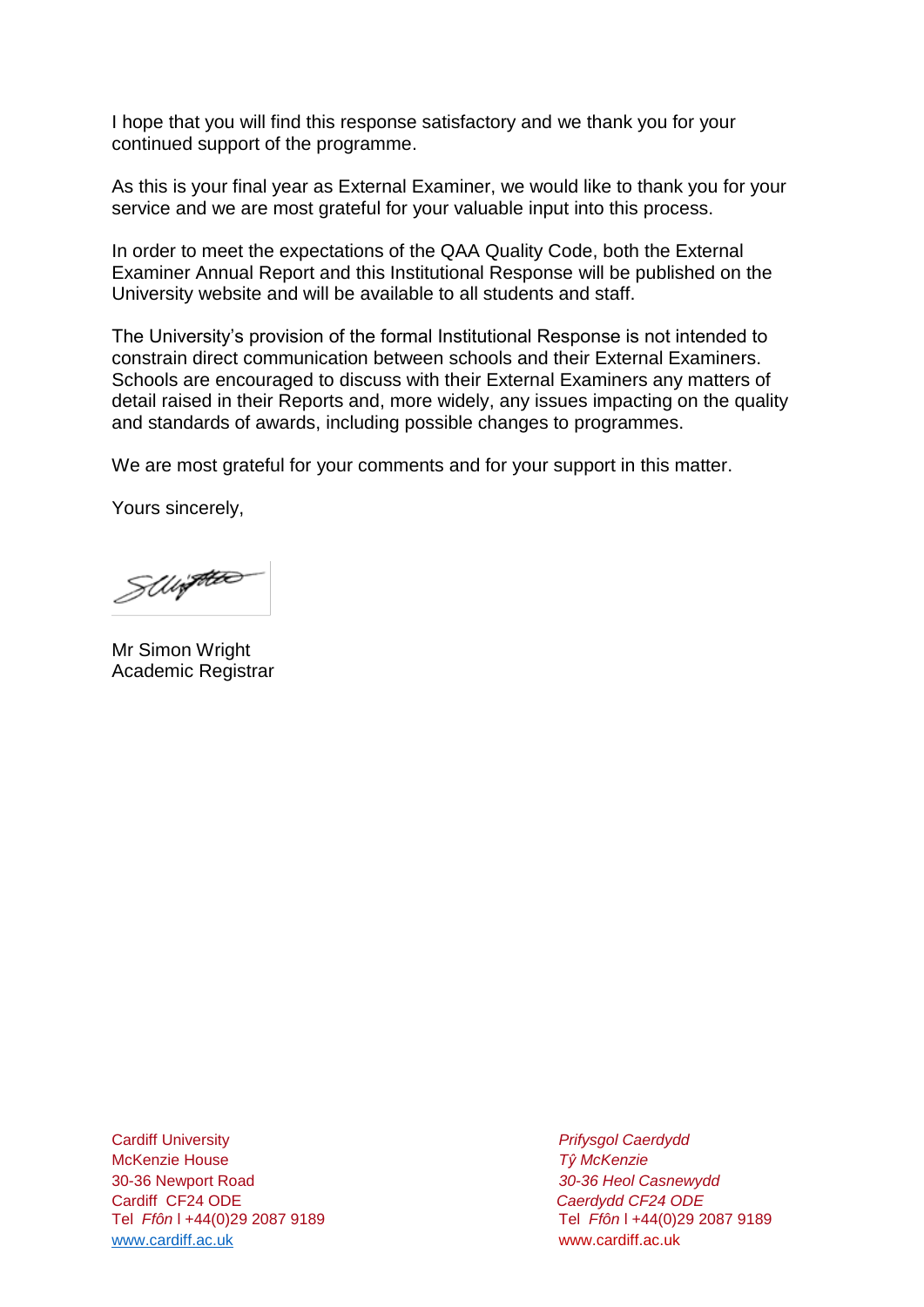I hope that you will find this response satisfactory and we thank you for your continued support of the programme.

As this is your final year as External Examiner, we would like to thank you for your service and we are most grateful for your valuable input into this process.

In order to meet the expectations of the QAA Quality Code, both the External Examiner Annual Report and this Institutional Response will be published on the University website and will be available to all students and staff.

The University's provision of the formal Institutional Response is not intended to constrain direct communication between schools and their External Examiners. Schools are encouraged to discuss with their External Examiners any matters of detail raised in their Reports and, more widely, any issues impacting on the quality and standards of awards, including possible changes to programmes.

We are most grateful for your comments and for your support in this matter.

Yours sincerely,

Mr Simon Wright
Academic Registrar

Cardiff University
McKenzie House
30-36 Newport Road
Cardiff CF24 ODE
Tel *Ffôn* | +44(0)29 2087 9189
www.cardiff.ac.uk

*Prifysgol Caerdydd*
*Tŷ McKenzie*
*30-36 Heol Casnewydd*
*Caerdydd CF24 ODE*
Tel *Ffôn* | +44(0)29 2087 9189
www.cardiff.ac.uk